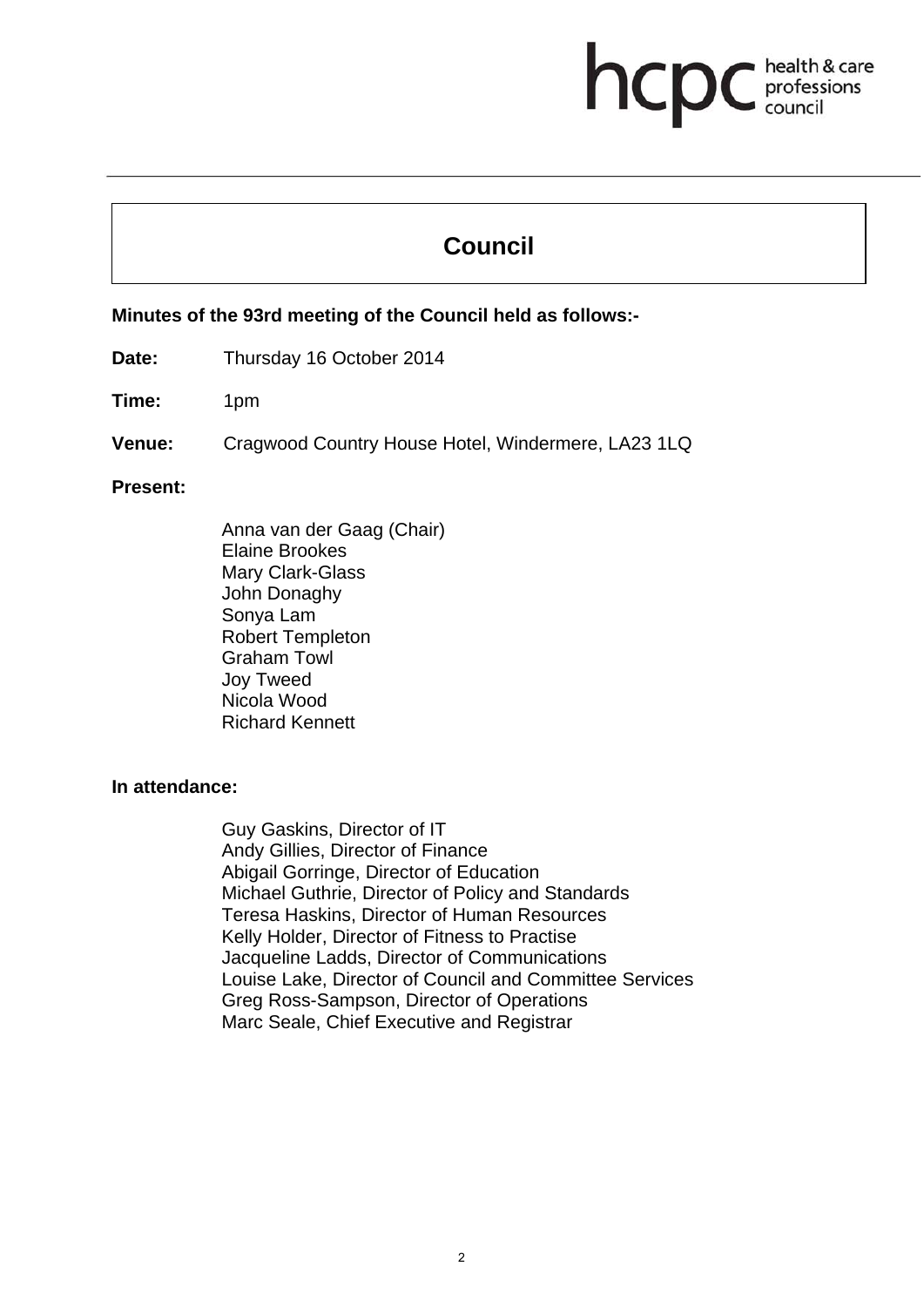# Council

**Minutes of the 93rd meeting of the Council held as follows:-**

**Date:** Thursday 16 October 2014

**Time:** 1pm

**Venue:** Cragwood Country House Hotel, Windermere, LA23 1LQ

**Present:**

Anna van der Gaag (Chair)
Elaine Brookes
Mary Clark-Glass
John Donaghy
Sonya Lam
Robert Templeton
Graham Towl
Joy Tweed
Nicola Wood
Richard Kennett

**In attendance:**

Guy Gaskins, Director of IT
Andy Gillies, Director of Finance
Abigail Gorringe, Director of Education
Michael Guthrie, Director of Policy and Standards
Teresa Haskins, Director of Human Resources
Kelly Holder, Director of Fitness to Practise
Jacqueline Ladds, Director of Communications
Louise Lake, Director of Council and Committee Services
Greg Ross-Sampson, Director of Operations
Marc Seale, Chief Executive and Registrar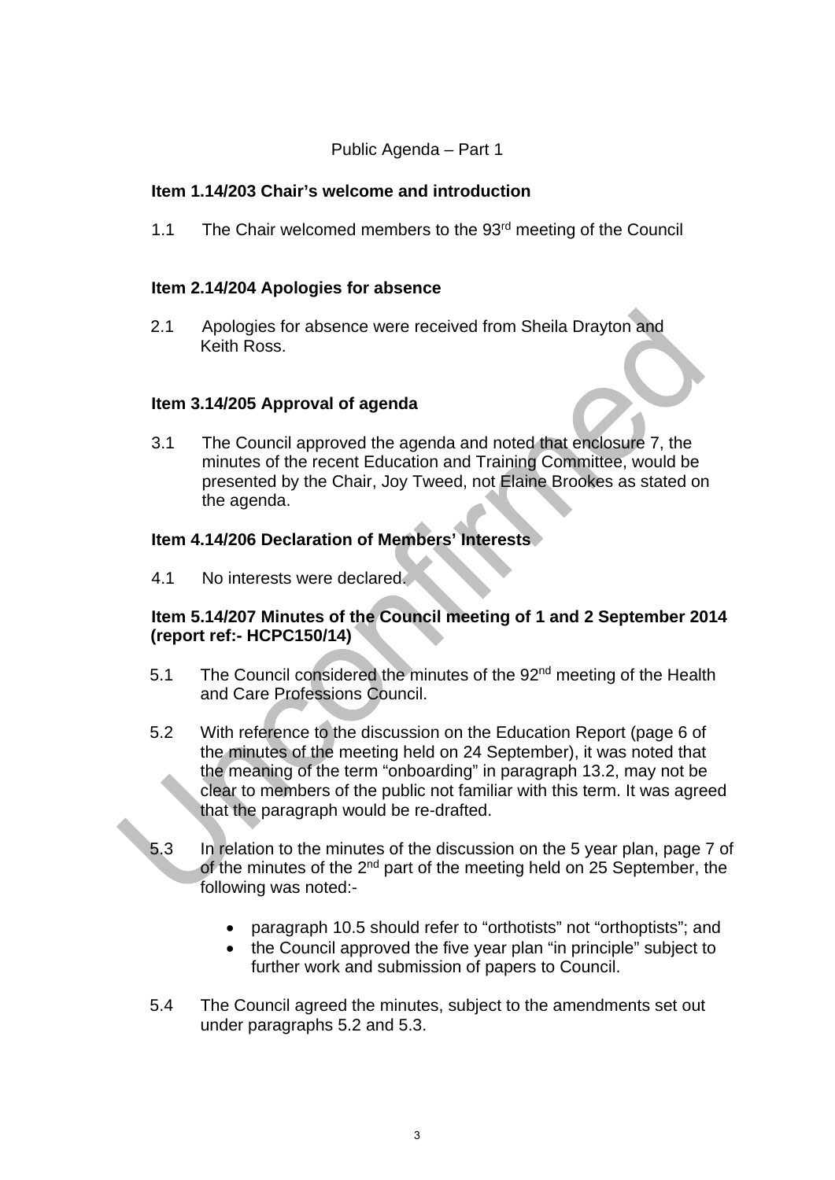Public Agenda – Part 1

**Item 1.14/203 Chair's welcome and introduction**

1.1 The Chair welcomed members to the 93rd meeting of the Council

**Item 2.14/204 Apologies for absence**

2.1 Apologies for absence were received from Sheila Drayton and Keith Ross.

**Item 3.14/205 Approval of agenda**

3.1 The Council approved the agenda and noted that enclosure 7, the minutes of the recent Education and Training Committee, would be presented by the Chair, Joy Tweed, not Elaine Brookes as stated on the agenda.

**Item 4.14/206 Declaration of Members' Interests**

4.1 No interests were declared.

**Item 5.14/207 Minutes of the Council meeting of 1 and 2 September 2014 (report ref:- HCPC150/14)**

5.1 The Council considered the minutes of the 92nd meeting of the Health and Care Professions Council.

5.2 With reference to the discussion on the Education Report (page 6 of the minutes of the meeting held on 24 September), it was noted that the meaning of the term "onboarding" in paragraph 13.2, may not be clear to members of the public not familiar with this term. It was agreed that the paragraph would be re-drafted.

5.3 In relation to the minutes of the discussion on the 5 year plan, page 7 of of the minutes of the 2nd part of the meeting held on 25 September, the following was noted:-

- paragraph 10.5 should refer to "orthotists" not "orthoptists"; and
- the Council approved the five year plan "in principle" subject to further work and submission of papers to Council.

5.4 The Council agreed the minutes, subject to the amendments set out under paragraphs 5.2 and 5.3.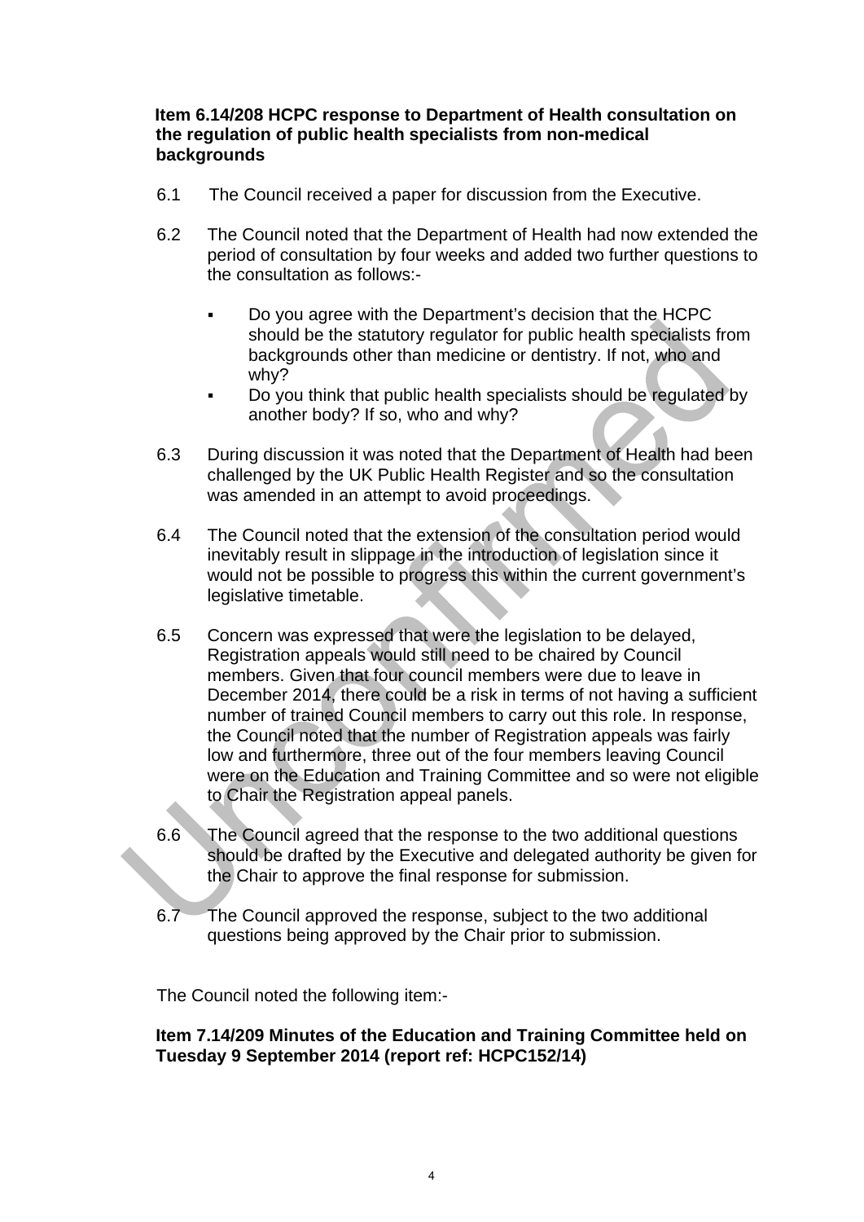**Item 6.14/208 HCPC response to Department of Health consultation on the regulation of public health specialists from non-medical backgrounds**

6.1 The Council received a paper for discussion from the Executive.

6.2 The Council noted that the Department of Health had now extended the period of consultation by four weeks and added two further questions to the consultation as follows:-

- Do you agree with the Department's decision that the HCPC should be the statutory regulator for public health specialists from backgrounds other than medicine or dentistry. If not, who and why?
- Do you think that public health specialists should be regulated by another body? If so, who and why?

6.3 During discussion it was noted that the Department of Health had been challenged by the UK Public Health Register and so the consultation was amended in an attempt to avoid proceedings.

6.4 The Council noted that the extension of the consultation period would inevitably result in slippage in the introduction of legislation since it would not be possible to progress this within the current government's legislative timetable.

6.5 Concern was expressed that were the legislation to be delayed, Registration appeals would still need to be chaired by Council members. Given that four council members were due to leave in December 2014, there could be a risk in terms of not having a sufficient number of trained Council members to carry out this role. In response, the Council noted that the number of Registration appeals was fairly low and furthermore, three out of the four members leaving Council were on the Education and Training Committee and so were not eligible to Chair the Registration appeal panels.

6.6 The Council agreed that the response to the two additional questions should be drafted by the Executive and delegated authority be given for the Chair to approve the final response for submission.

6.7 The Council approved the response, subject to the two additional questions being approved by the Chair prior to submission.

The Council noted the following item:-

**Item 7.14/209 Minutes of the Education and Training Committee held on Tuesday 9 September 2014 (report ref: HCPC152/14)**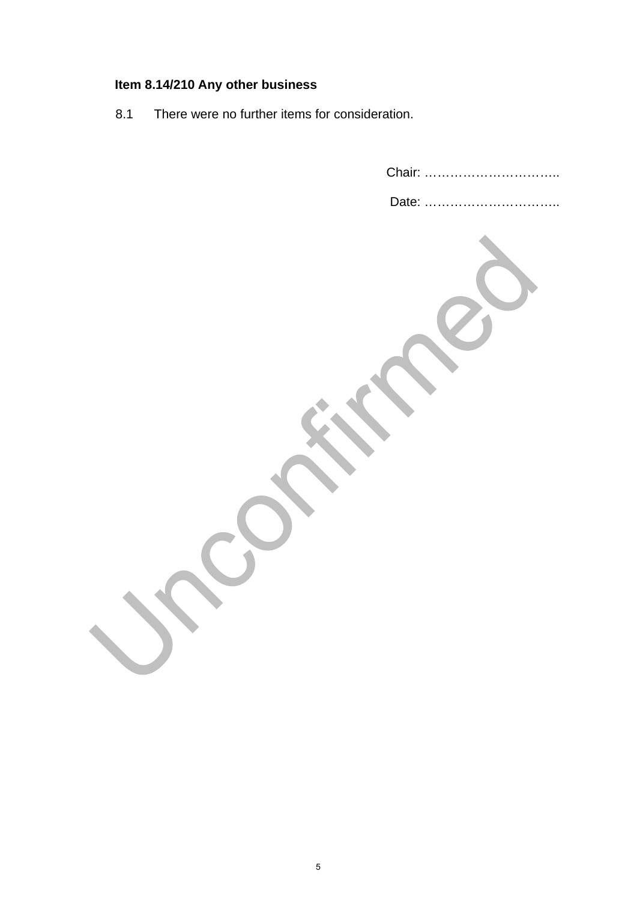**Item 8.14/210 Any other business**

8.1 There were no further items for consideration.

Chair: …………………………..

Date: …………………………..

Unconfirmed